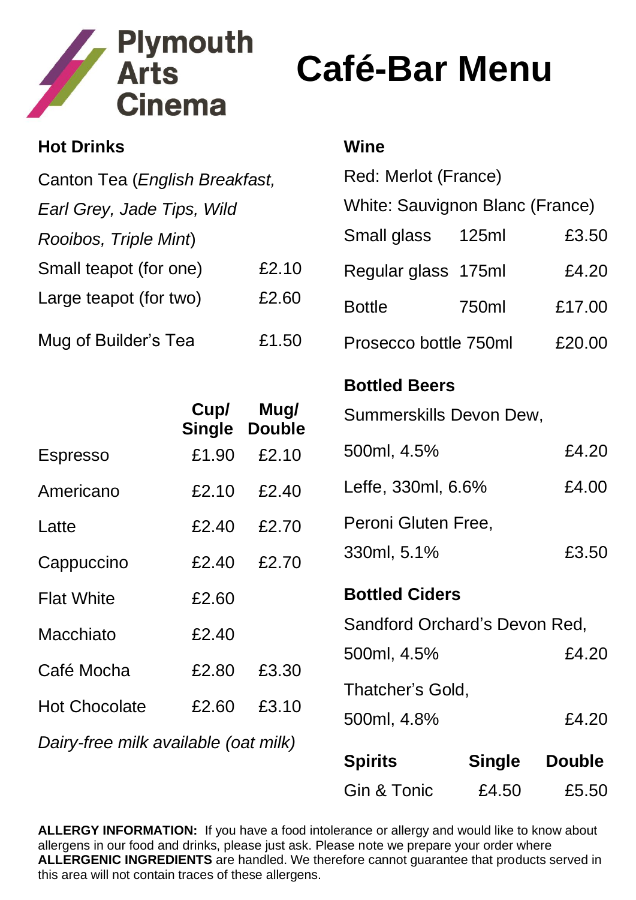Plymouth Arts Cinema

# Café-Bar Menu

## Hot Drinks

Canton Tea (*English Breakfast, Earl Grey, Jade Tips, Wild Rooibos, Triple Mint*)

| | |
|---|---|
| Small teapot (for one) | £2.10 |
| Large teapot (for two) | £2.60 |
| Mug of Builder's Tea | £1.50 |

| | Cup/ Single | Mug/ Double |
|---|---|---|
| Espresso | £1.90 | £2.10 |
| Americano | £2.10 | £2.40 |
| Latte | £2.40 | £2.70 |
| Cappuccino | £2.40 | £2.70 |
| Flat White | £2.60 | |
| Macchiato | £2.40 | |
| Café Mocha | £2.80 | £3.30 |
| Hot Chocolate | £2.60 | £3.10 |

*Dairy-free milk available (oat milk)*

## Wine

Red: Merlot (France)

White: Sauvignon Blanc (France)

| | | |
|---|---|---|
| Small glass | 125ml | £3.50 |
| Regular glass | 175ml | £4.20 |
| Bottle | 750ml | £17.00 |
| Prosecco bottle | 750ml | £20.00 |

## Bottled Beers

| | |
|---|---|
| Summerskills Devon Dew, 500ml, 4.5% | £4.20 |
| Leffe, 330ml, 6.6% | £4.00 |
| Peroni Gluten Free, 330ml, 5.1% | £3.50 |

## Bottled Ciders

| | |
|---|---|
| Sandford Orchard's Devon Red, 500ml, 4.5% | £4.20 |
| Thatcher's Gold, 500ml, 4.8% | £4.20 |

| **Spirits** | **Single** | **Double** |
|---|---|---|
| Gin & Tonic | £4.50 | £5.50 |

**ALLERGY INFORMATION:** If you have a food intolerance or allergy and would like to know about allergens in our food and drinks, please just ask. Please note we prepare your order where **ALLERGENIC INGREDIENTS** are handled. We therefore cannot guarantee that products served in this area will not contain traces of these allergens.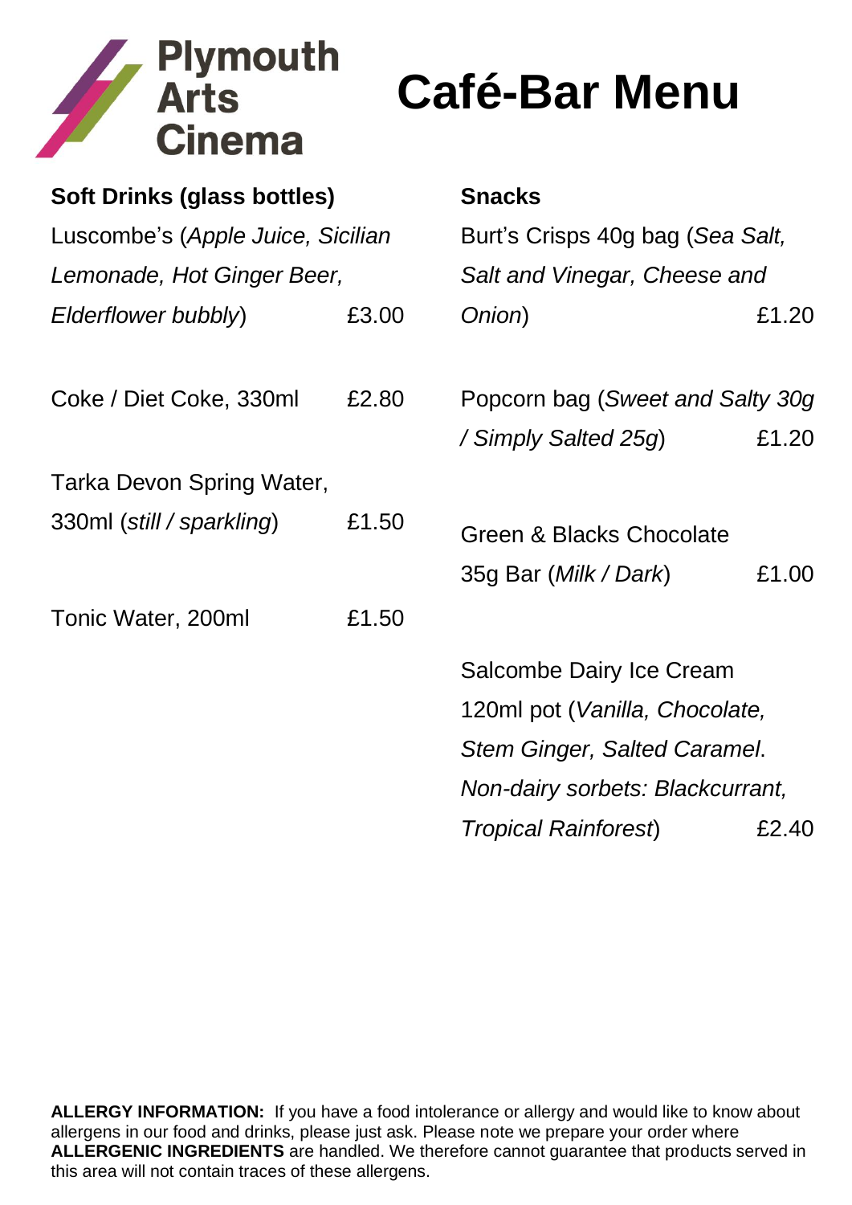Plymouth Arts Cinema

# Café-Bar Menu

## Soft Drinks (glass bottles)

| | |
|---|---|
| Luscombe's (*Apple Juice, Sicilian Lemonade, Hot Ginger Beer, Elderflower bubbly*) | £3.00 |
| Coke / Diet Coke, 330ml | £2.80 |
| Tarka Devon Spring Water, 330ml (*still / sparkling*) | £1.50 |
| Tonic Water, 200ml | £1.50 |

## Snacks

| | |
|---|---|
| Burt's Crisps 40g bag (*Sea Salt, Salt and Vinegar, Cheese and Onion*) | £1.20 |
| Popcorn bag (*Sweet and Salty 30g / Simply Salted 25g*) | £1.20 |
| Green & Blacks Chocolate 35g Bar (*Milk / Dark*) | £1.00 |
| Salcombe Dairy Ice Cream 120ml pot (*Vanilla, Chocolate, Stem Ginger, Salted Caramel. Non-dairy sorbets: Blackcurrant, Tropical Rainforest*) | £2.40 |

**ALLERGY INFORMATION:** If you have a food intolerance or allergy and would like to know about allergens in our food and drinks, please just ask. Please note we prepare your order where **ALLERGENIC INGREDIENTS** are handled. We therefore cannot guarantee that products served in this area will not contain traces of these allergens.